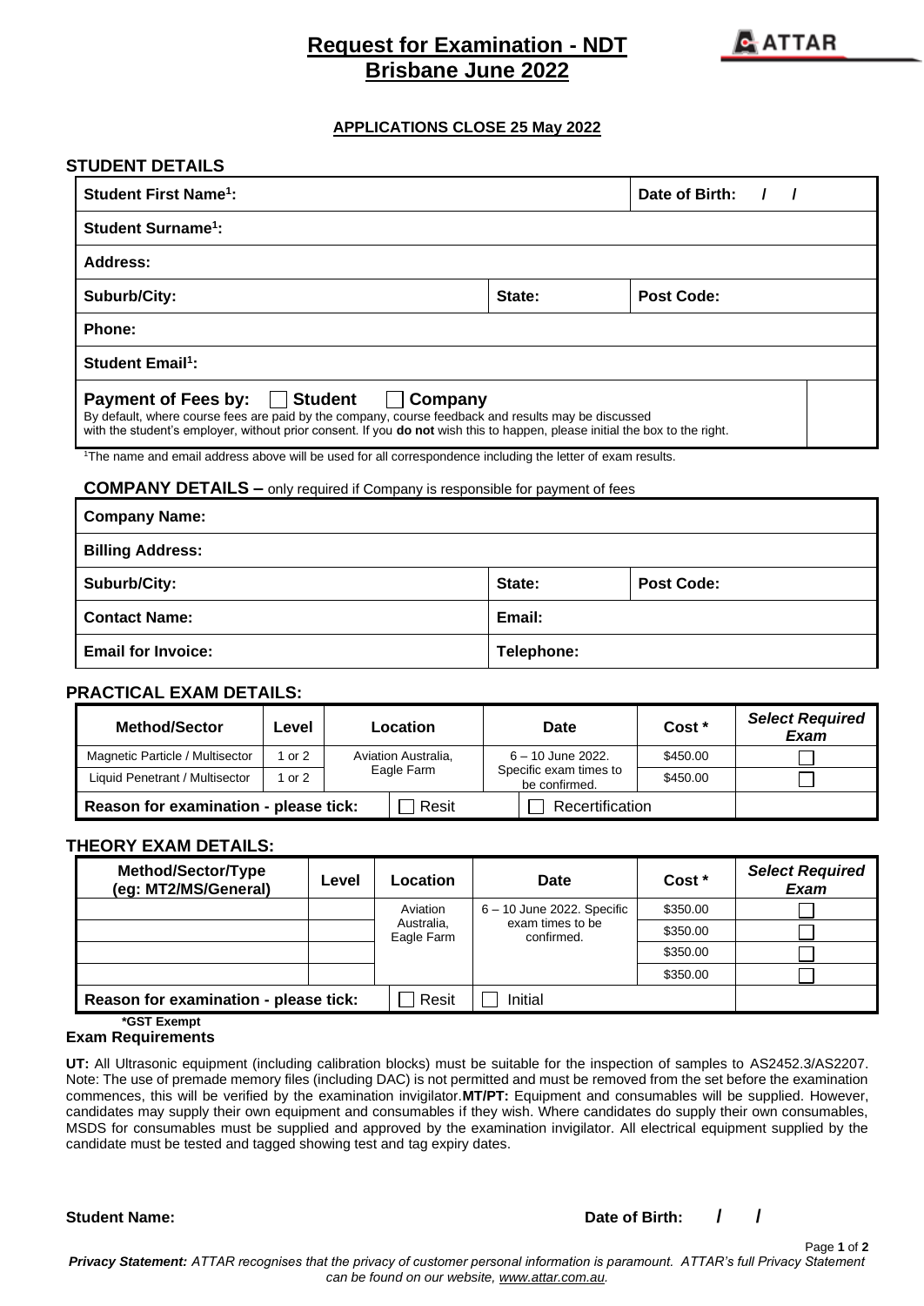# Request for Examination - NDT
# Brisbane June 2022

**APPLICATIONS CLOSE 25 May 2022**

## STUDENT DETAILS

| Student First Name[1]: | | Date of Birth: / / |
|---|---|---|
| Student Surname[1]: | | |
| Address: | | |
| Suburb/City: | State: | Post Code: |
| Phone: | | |
| Student Email[1]: | | |

**Payment of Fees by:** ☐ **Student** ☐ **Company**
By default, where course fees are paid by the company, course feedback and results may be discussed with the student's employer, without prior consent. If you **do not** wish this to happen, please initial the box to the right.

[1]The name and email address above will be used for all correspondence including the letter of exam results.

## COMPANY DETAILS – only required if Company is responsible for payment of fees

| Company Name: | | |
|---|---|---|
| Billing Address: | | |
| Suburb/City: | State: | Post Code: |
| Contact Name: | Email: | |
| Email for Invoice: | Telephone: | |

## PRACTICAL EXAM DETAILS:

| Method/Sector | Level | Location | Date | Cost * | Select Required Exam |
|---|---|---|---|---|---|
| Magnetic Particle / Multisector | 1 or 2 | Aviation Australia, Eagle Farm | 6 – 10 June 2022. Specific exam times to be confirmed. | $450.00 | ☐ |
| Liquid Penetrant / Multisector | 1 or 2 | | | $450.00 | ☐ |
| **Reason for examination - please tick:** | | ☐ Resit | ☐ Recertification | | |

## THEORY EXAM DETAILS:

| Method/Sector/Type (eg: MT2/MS/General) | Level | Location | Date | Cost * | Select Required Exam |
|---|---|---|---|---|---|
| | | Aviation Australia, Eagle Farm | 6 – 10 June 2022. Specific exam times to be confirmed. | $350.00 | ☐ |
| | | | | $350.00 | ☐ |
| | | | | $350.00 | ☐ |
| | | | | $350.00 | ☐ |
| **Reason for examination - please tick:** | | ☐ Resit | ☐ Initial | | |

**\*GST Exempt**

### Exam Requirements

**UT:** All Ultrasonic equipment (including calibration blocks) must be suitable for the inspection of samples to AS2452.3/AS2207. Note: The use of premade memory files (including DAC) is not permitted and must be removed from the set before the examination commences, this will be verified by the examination invigilator.**MT/PT:** Equipment and consumables will be supplied. However, candidates may supply their own equipment and consumables if they wish. Where candidates do supply their own consumables, MSDS for consumables must be supplied and approved by the examination invigilator. All electrical equipment supplied by the candidate must be tested and tagged showing test and tag expiry dates.

**Student Name:** **Date of Birth: / /**

***Privacy Statement:*** *ATTAR recognises that the privacy of customer personal information is paramount. ATTAR's full Privacy Statement can be found on our website, www.attar.com.au.*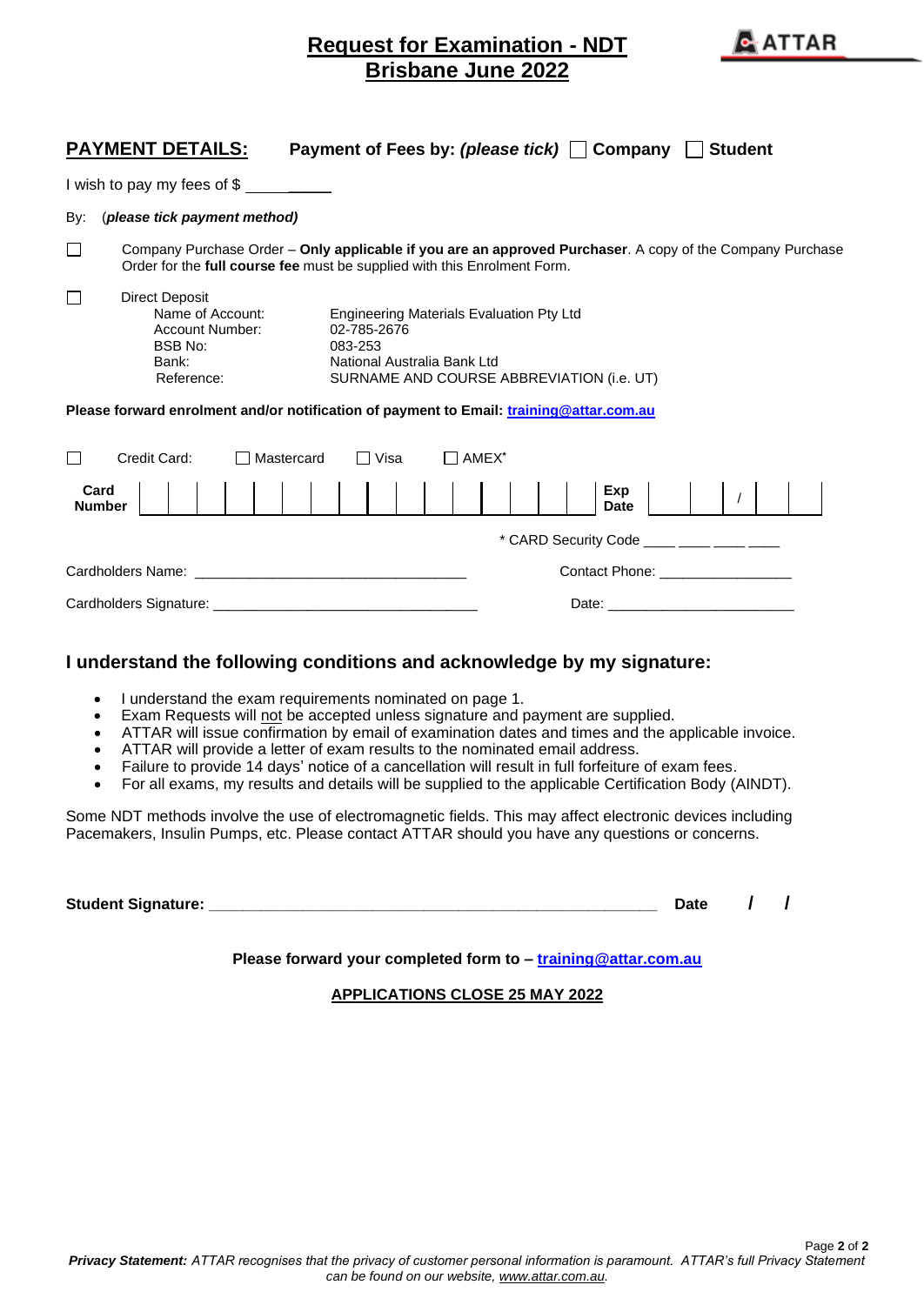# Request for Examination - NDT
# Brisbane June 2022

ATTAR

## PAYMENT DETAILS:

**Payment of Fees by: *(please tick)*** ☐ **Company** ☐ **Student**

I wish to pay my fees of $ __________

By: (***please tick payment method***)

☐ Company Purchase Order – **Only applicable if you are an approved Purchaser**. A copy of the Company Purchase Order for the **full course fee** must be supplied with this Enrolment Form.

☐ Direct Deposit

| | |
|---|---|
| Name of Account: | Engineering Materials Evaluation Pty Ltd |
| Account Number: | 02-785-2676 |
| BSB No: | 083-253 |
| Bank: | National Australia Bank Ltd |
| Reference: | SURNAME AND COURSE ABBREVIATION (i.e. UT) |

**Please forward enrolment and/or notification of payment to Email: training@attar.com.au**

☐ Credit Card: ☐ Mastercard ☐ Visa ☐ AMEX*

**Card Number** | | | | | | | | | | | | | | | | | **Exp Date** | | / | |

\* CARD Security Code ____ ____ ____ ____

Cardholders Name: __________________________________ Contact Phone: _________________

Cardholders Signature: _________________________________ Date: ________________________

## I understand the following conditions and acknowledge by my signature:

- I understand the exam requirements nominated on page 1.
- Exam Requests will not be accepted unless signature and payment are supplied.
- ATTAR will issue confirmation by email of examination dates and times and the applicable invoice.
- ATTAR will provide a letter of exam results to the nominated email address.
- Failure to provide 14 days' notice of a cancellation will result in full forfeiture of exam fees.
- For all exams, my results and details will be supplied to the applicable Certification Body (AINDT).

Some NDT methods involve the use of electromagnetic fields. This may affect electronic devices including Pacemakers, Insulin Pumps, etc. Please contact ATTAR should you have any questions or concerns.

**Student Signature: _____________________________________________________ Date / /**

**Please forward your completed form to – training@attar.com.au**

**APPLICATIONS CLOSE 25 MAY 2022**

***Privacy Statement:*** *ATTAR recognises that the privacy of customer personal information is paramount. ATTAR's full Privacy Statement can be found on our website, www.attar.com.au.*